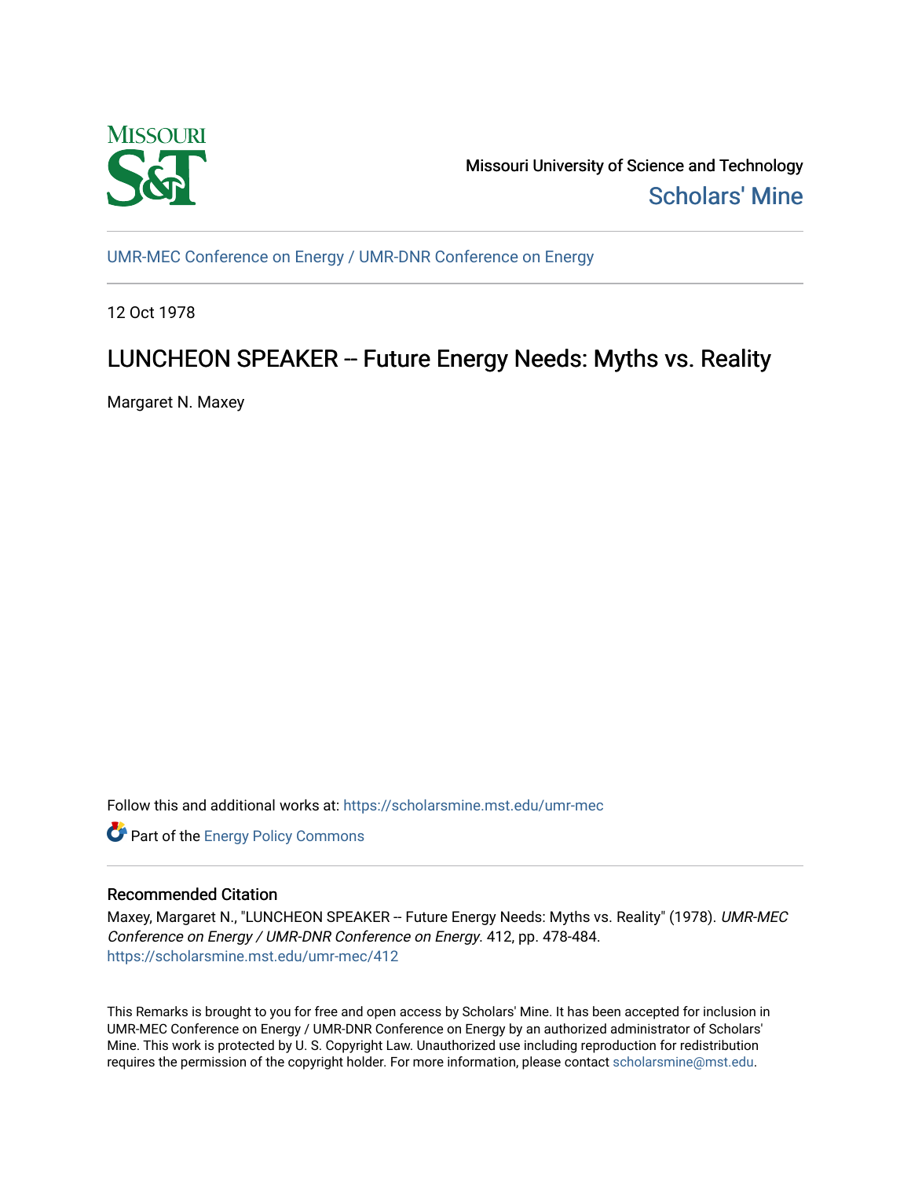Missouri University of Science and Technology

Scholars' Mine

UMR-MEC Conference on Energy / UMR-DNR Conference on Energy

12 Oct 1978

# LUNCHEON SPEAKER -- Future Energy Needs: Myths vs. Reality

Margaret N. Maxey

Follow this and additional works at: https://scholarsmine.mst.edu/umr-mec

Part of the Energy Policy Commons

## Recommended Citation

Maxey, Margaret N., "LUNCHEON SPEAKER -- Future Energy Needs: Myths vs. Reality" (1978). *UMR-MEC Conference on Energy / UMR-DNR Conference on Energy*. 412, pp. 478-484.
https://scholarsmine.mst.edu/umr-mec/412

This Remarks is brought to you for free and open access by Scholars' Mine. It has been accepted for inclusion in UMR-MEC Conference on Energy / UMR-DNR Conference on Energy by an authorized administrator of Scholars' Mine. This work is protected by U. S. Copyright Law. Unauthorized use including reproduction for redistribution requires the permission of the copyright holder. For more information, please contact scholarsmine@mst.edu.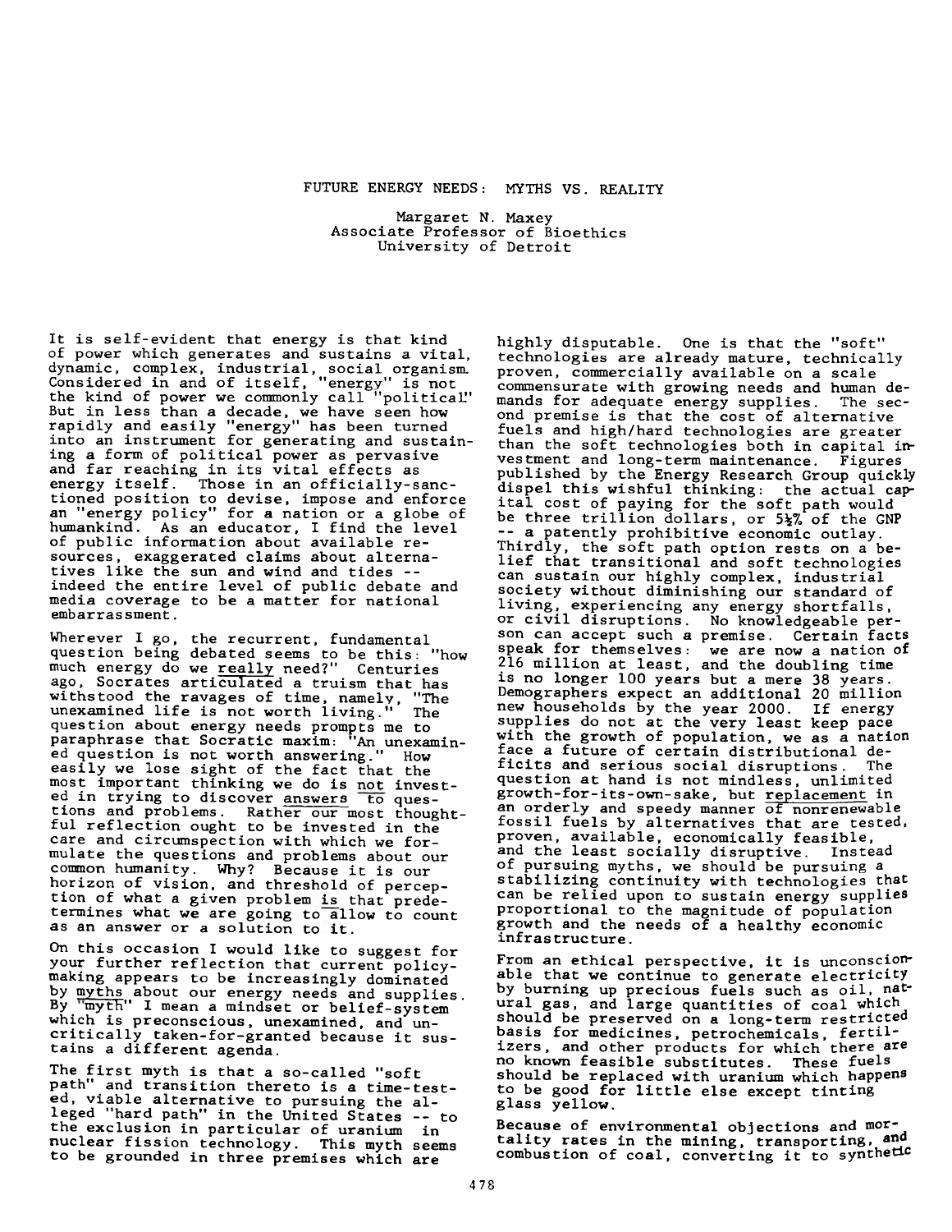# FUTURE ENERGY NEEDS: MYTHS VS. REALITY

Margaret N. Maxey
Associate Professor of Bioethics
University of Detroit

It is self-evident that energy is that kind of power which generates and sustains a vital, dynamic, complex, industrial, social organism. Considered in and of itself, "energy" is not the kind of power we commonly call "political." But in less than a decade, we have seen how rapidly and easily "energy" has been turned into an instrument for generating and sustaining a form of political power as pervasive and far reaching in its vital effects as energy itself. Those in an officially-sanctioned position to devise, impose and enforce an "energy policy" for a nation or a globe of humankind. As an educator, I find the level of public information about available resources, exaggerated claims about alternatives like the sun and wind and tides -- indeed the entire level of public debate and media coverage to be a matter for national embarrassment.

Wherever I go, the recurrent, fundamental question being debated seems to be this: "how much energy do we really need?" Centuries ago, Socrates articulated a truism that has withstood the ravages of time, namely, "The unexamined life is not worth living." The question about energy needs prompts me to paraphrase that Socratic maxim: "An unexamined question is not worth answering." How easily we lose sight of the fact that the most important thinking we do is not invested in trying to discover answers to questions and problems. Rather our most thoughtful reflection ought to be invested in the care and circumspection with which we formulate the questions and problems about our common humanity. Why? Because it is our horizon of vision, and threshold of perception of what a given problem is that predetermines what we are going to allow to count as an answer or a solution to it.

On this occasion I would like to suggest for your further reflection that current policy-making appears to be increasingly dominated by myths about our energy needs and supplies. By "myth" I mean a mindset or belief-system which is preconscious, unexamined, and uncritically taken-for-granted because it sustains a different agenda.

The first myth is that a so-called "soft path" and transition thereto is a time-tested, viable alternative to pursuing the alleged "hard path" in the United States -- to the exclusion in particular of uranium in nuclear fission technology. This myth seems to be grounded in three premises which are highly disputable. One is that the "soft" technologies are already mature, technically proven, commercially available on a scale commensurate with growing needs and human demands for adequate energy supplies. The second premise is that the cost of alternative fuels and high/hard technologies are greater than the soft technologies both in capital investment and long-term maintenance. Figures published by the Energy Research Group quickly dispel this wishful thinking: the actual capital cost of paying for the soft path would be three trillion dollars, or 5½% of the GNP -- a patently prohibitive economic outlay. Thirdly, the soft path option rests on a belief that transitional and soft technologies can sustain our highly complex, industrial society without diminishing our standard of living, experiencing any energy shortfalls, or civil disruptions. No knowledgeable person can accept such a premise. Certain facts speak for themselves: we are now a nation of 216 million at least, and the doubling time is no longer 100 years but a mere 38 years. Demographers expect an additional 20 million new households by the year 2000. If energy supplies do not at the very least keep pace with the growth of population, we as a nation face a future of certain distributional deficits and serious social disruptions. The question at hand is not mindless, unlimited growth-for-its-own-sake, but replacement in an orderly and speedy manner of nonrenewable fossil fuels by alternatives that are tested, proven, available, economically feasible, and the least socially disruptive. Instead of pursuing myths, we should be pursuing a stabilizing continuity with technologies that can be relied upon to sustain energy supplies proportional to the magnitude of population growth and the needs of a healthy economic infrastructure.

From an ethical perspective, it is unconscionable that we continue to generate electricity by burning up precious fuels such as oil, natural gas, and large quantities of coal which should be preserved on a long-term restricted basis for medicines, petrochemicals, fertilizers, and other products for which there are no known feasible substitutes. These fuels should be replaced with uranium which happens to be good for little else except tinting glass yellow.

Because of environmental objections and mortality rates in the mining, transporting, and combustion of coal, converting it to synthetic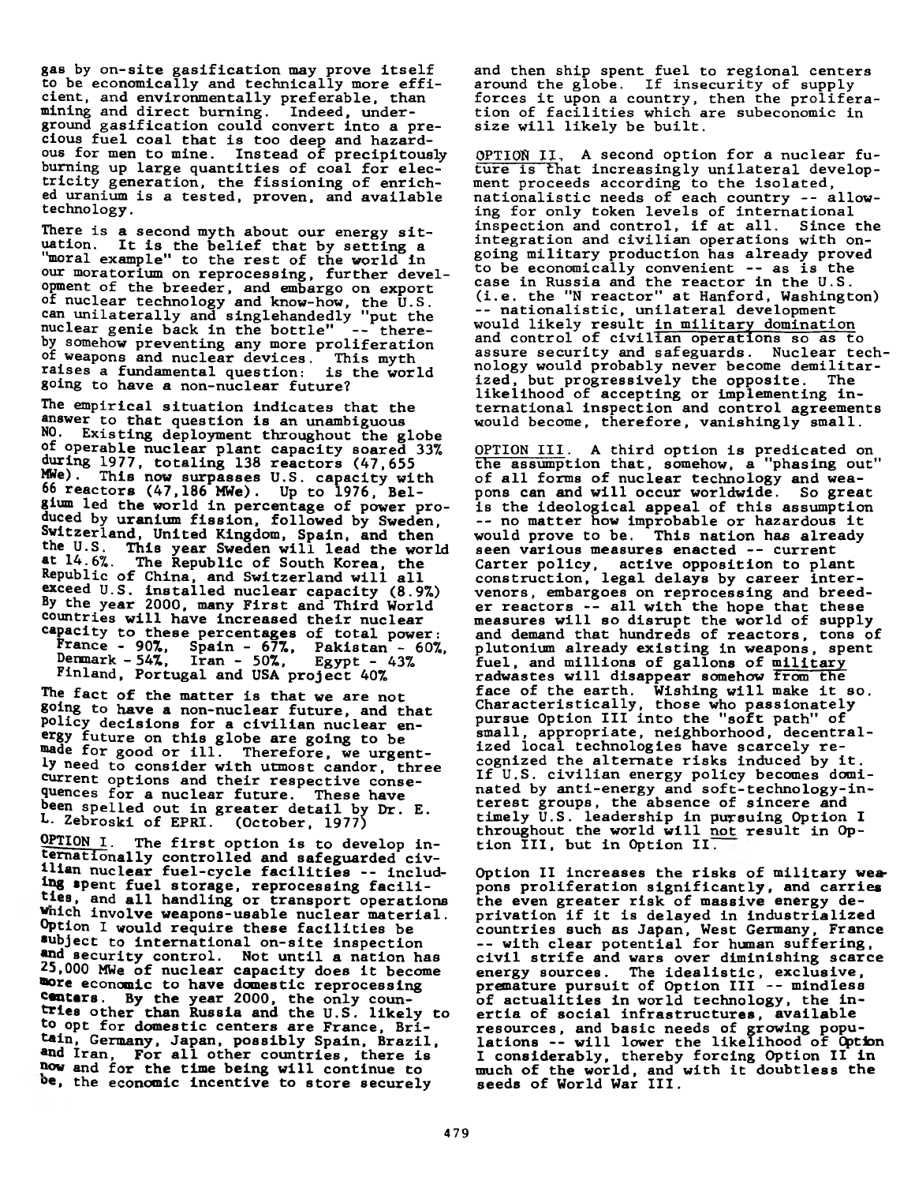gas by on-site gasification may prove itself to be economically and technically more efficient, and environmentally preferable, than mining and direct burning. Indeed, underground gasification could convert into a precious fuel coal that is too deep and hazardous for men to mine. Instead of precipitously burning up large quantities of coal for electricity generation, the fissioning of enriched uranium is a tested, proven, and available technology.

There is a second myth about our energy situation. It is the belief that by setting a "moral example" to the rest of the world in our moratorium on reprocessing, further development of the breeder, and embargo on export of nuclear technology and know-how, the U.S. can unilaterally and singlehandedly "put the nuclear genie back in the bottle" -- thereby somehow preventing any more proliferation of weapons and nuclear devices. This myth raises a fundamental question: is the world going to have a non-nuclear future?

The empirical situation indicates that the answer to that question is an unambiguous NO. Existing deployment throughout the globe of operable nuclear plant capacity soared 33% during 1977, totaling 138 reactors (47,655 MWe). This now surpasses U.S. capacity with 66 reactors (47,186 MWe). Up to 1976, Belgium led the world in percentage of power produced by uranium fission, followed by Sweden, Switzerland, United Kingdom, Spain, and then the U.S. This year Sweden will lead the world at 14.6%. The Republic of South Korea, the Republic of China, and Switzerland will all exceed U.S. installed nuclear capacity (8.9%) By the year 2000, many First and Third World countries will have increased their nuclear capacity to these percentages of total power:

France - 90%, Spain - 67%, Pakistan - 60%, Denmark - 54%, Iran - 50%, Egypt - 43%
Finland, Portugal and USA project 40%

The fact of the matter is that we are not going to have a non-nuclear future, and that policy decisions for a civilian nuclear energy future on this globe are going to be made for good or ill. Therefore, we urgently need to consider with utmost candor, three current options and their respective consequences for a nuclear future. These have been spelled out in greater detail by Dr. E. L. Zebroski of EPRI. (October, 1977)

<u>OPTION I</u>. The first option is to develop internationally controlled and safeguarded civilian nuclear fuel-cycle facilities -- including spent fuel storage, reprocessing facilities, and all handling or transport operations which involve weapons-usable nuclear material. Option I would require these facilities be subject to international on-site inspection and security control. Not until a nation has 25,000 MWe of nuclear capacity does it become more economic to have domestic reprocessing centers. By the year 2000, the only countries other than Russia and the U.S. likely to to opt for domestic centers are France, Britain, Germany, Japan, possibly Spain, Brazil, and Iran, For all other countries, there is now and for the time being will continue to be, the economic incentive to store securely and then ship spent fuel to regional centers around the globe. If insecurity of supply forces it upon a country, then the proliferation of facilities which are subeconomic in size will likely be built.

<u>OPTION II</u>. A second option for a nuclear future is that increasingly unilateral development proceeds according to the isolated, nationalistic needs of each country -- allowing for only token levels of international inspection and control, if at all. Since the integration and civilian operations with ongoing military production has already proved to be economically convenient -- as is the case in Russia and the reactor in the U.S. (i.e. the "N reactor" at Hanford, Washington) -- nationalistic, unilateral development would likely result <u>in military domination</u> and control of civilian operations so as to assure security and safeguards. Nuclear technology would probably never become demilitarized, but progressively the opposite. The likelihood of accepting or implementing international inspection and control agreements would become, therefore, vanishingly small.

<u>OPTION III</u>. A third option is predicated on the assumption that, somehow, a "phasing out" of all forms of nuclear technology and weapons can and will occur worldwide. So great is the ideological appeal of this assumption -- no matter how improbable or hazardous it would prove to be. This nation has already seen various measures enacted -- current Carter policy, active opposition to plant construction, legal delays by career intervenors, embargoes on reprocessing and breeder reactors -- all with the hope that these measures will so disrupt the world of supply and demand that hundreds of reactors, tons of plutonium already existing in weapons, spent fuel, and millions of gallons of <u>military</u> radwastes will disappear somehow from the face of the earth. Wishing will make it so. Characteristically, those who passionately pursue Option III into the "soft path" of small, appropriate, neighborhood, decentralized local technologies have scarcely recognized the alternate risks induced by it. If U.S. civilian energy policy becomes dominated by anti-energy and soft-technology-interest groups, the absence of sincere and timely U.S. leadership in pursuing Option I throughout the world will <u>not</u> result in Option III, but in Option II.

Option II increases the risks of military weapons proliferation significantly, and carries the even greater risk of massive energy deprivation if it is delayed in industrialized countries such as Japan, West Germany, France -- with clear potential for human suffering, civil strife and wars over diminishing scarce energy sources. The idealistic, exclusive, premature pursuit of Option III -- mindless of actualities in world technology, the inertia of social infrastructures, available resources, and basic needs of growing populations -- will lower the likelihood of Option I considerably, thereby forcing Option II in much of the world, and with it doubtless the seeds of World War III.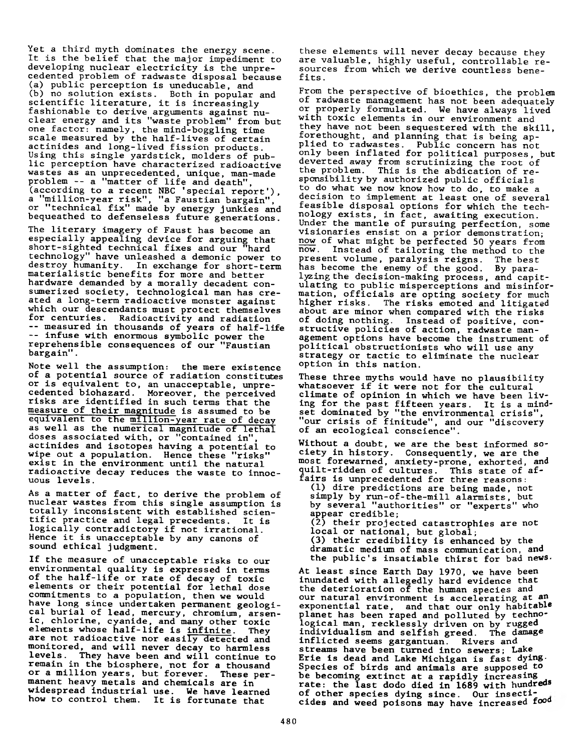Yet a third myth dominates the energy scene. It is the belief that the major impediment to developing nuclear electricity is the unprecedented problem of radwaste disposal because (a) public perception is uneducable, and (b) no solution exists. Both in popular and scientific literature, it is increasingly fashionable to derive arguments against nuclear energy and its "waste problem" from but one factor: namely, the mind-boggling time scale measured by the half-lives of certain actinides and long-lived fission products. Using this single yardstick, molders of public perception have characterized radioactive wastes as an unprecedented, unique, man-made problem -- a "matter of life and death", (according to a recent NBC 'special report'), a "million-year risk", "a Faustian bargain", or "technical fix" made by energy junkies and bequeathed to defenseless future generations.

The literary imagery of Faust has become an especially appealing device for arguing that short-sighted technical fixes and our "hard technology" have unleashed a demonic power to destroy humanity. In exchange for short-term materialistic benefits for more and better hardware demanded by a morally decadent consumerized society, technological man has created a long-term radioactive monster against which our descendants must protect themselves for centuries. Radioactivity and radiation -- measured in thousands of years of half-life -- infuse with enormous symbolic power the reprehensible consequences of our "Faustian bargain".

Note well the assumption: the mere existence of a potential source of radiation constitutes or is equivalent to, an unacceptable, unprecedented biohazard. Moreover, the perceived risks are identified in such terms that the <u>measure of their magnitude</u> is assumed to be equivalent to the <u>million-year rate of decay</u> as well as the numerical magnitude of lethal doses associated with, or "contained in", actinides and isotopes having a potential to wipe out a population. Hence these "risks" exist in the environment until the natural radioactive decay reduces the waste to innocuous levels.

As a matter of fact, to derive the problem of nuclear wastes from this single assumption is totally inconsistent with established scientific practice and legal precedents. It is logically contradictory if not irrational. Hence it is unacceptable by any canons of sound ethical judgment.

If the measure of unacceptable risks to our environmental quality is expressed in terms of the half-life or rate of decay of toxic elements or their potential for lethal dose commitments to a population, then we would have long since undertaken permanent geological burial of lead, mercury, chromium, arsenic, chlorine, cyanide, and many other toxic elements whose half-life is <u>infinite</u>. They are not radioactive nor easily detected and monitored, and will never decay to harmless levels. They have been and will continue to remain in the biosphere, not for a thousand or a million years, but forever. These permanent heavy metals and chemicals are in widespread industrial use. We have learned how to control them. It is fortunate that these elements will never decay because they are valuable, highly useful, controllable resources from which we derive countless benefits.

From the perspective of bioethics, the problem of radwaste management has not been adequately or properly formulated. We have always lived with toxic elements in our environment and they have not been sequestered with the skill, forethought, and planning that is being applied to radwastes. Public concern has not only been inflated for political purposes, but deverted away from scrutinizing the root of the problem. This is the abdication of responsibility by authorized public officials to do what we now know how to do, to make a decision to implement at least one of several feasible disposal options for which the technology exists, in fact, awaiting execution. Under the mantle of pursuing perfection, some visionaries ensist on a prior demonstration; <u>now</u> of what might be perfected 50 years from <u>now</u>. Instead of tailoring the method to the present volume, paralysis reigns. The best has become the enemy of the good. By paralyzing the decision-making process, and capitulating to public misperceptions and misinformation, officials are opting society for much higher risks. The risks emoted and litigated about are minor when compared with the risks of doing nothing. Instead of positive, constructive policies of action, radwaste management options have become the instrument of political obstructionists who will use any strategy or tactic to eliminate the nuclear option in this nation.

These three myths would have no plausibility whatsoever if it were not for the cultural climate of opinion in which we have been living for the past fifteen years. It is a mindset dominated by "the environmental crisis", "our crisis of finitude", and our "discovery of an ecological conscience".

Without a doubt, we are the best informed society in history. Consequently, we are the most forewarned, anxiety-prone, exhorted, and guilt-ridden of cultures. This state of affairs is unprecedented for three reasons:

(1) dire predictions are being made, not simply by run-of-the-mill alarmists, but by several "authorities" or "experts" who appear credible;
(2) their projected catastrophies are not local or national, but global;
(3) their credibility is enhanced by the dramatic medium of mass communication, and the public's insatiable thirst for bad news.

At least since Earth Day 1970, we have been inundated with allegedly hard evidence that the deterioration of the human species and our natural environment is accelerating at an exponential rate, and that our only habitable planet has been raped and polluted by technological man, recklessly driven on by rugged individualism and selfish greed. The damage inflicted seems gargantuan. Rivers and streams have been turned into sewers; Lake Erie is dead and Lake Michigan is fast dying. Species of birds and animals are supposed to be becoming extinct at a rapidly increasing rate: the last dodo died in 1689 with hundreds of other species dying since. Our insecticides and weed poisons may have increased food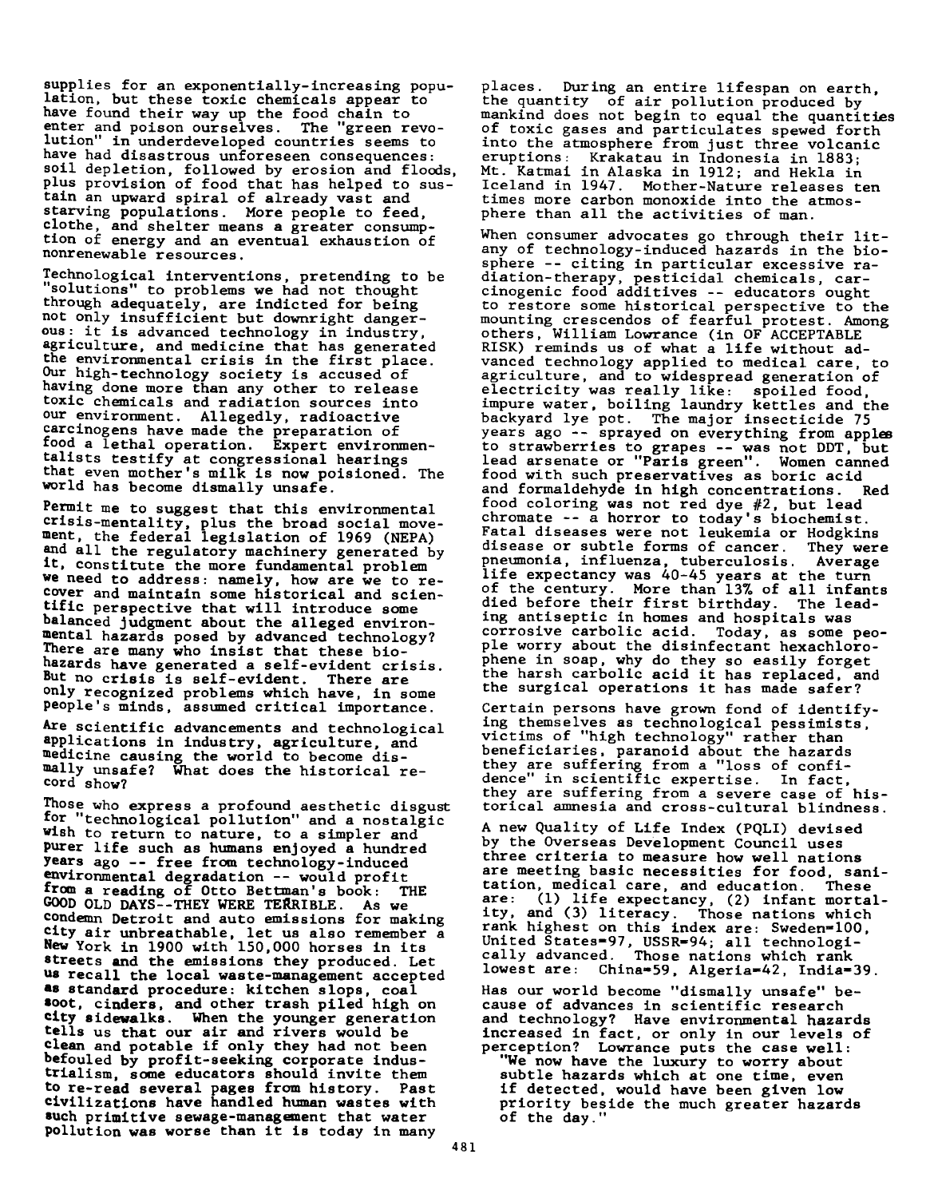supplies for an exponentially-increasing population, but these toxic chemicals appear to have found their way up the food chain to enter and poison ourselves. The "green revolution" in underdeveloped countries seems to have had disastrous unforeseen consequences: soil depletion, followed by erosion and floods, plus provision of food that has helped to sustain an upward spiral of already vast and starving populations. More people to feed, clothe, and shelter means a greater consumption of energy and an eventual exhaustion of nonrenewable resources.

Technological interventions, pretending to be "solutions" to problems we had not thought through adequately, are indicted for being not only insufficient but downright dangerous: it is advanced technology in industry, agriculture, and medicine that has generated the environmental crisis in the first place. Our high-technology society is accused of having done more than any other to release toxic chemicals and radiation sources into our environment. Allegedly, radioactive carcinogens have made the preparation of food a lethal operation. Expert environmentalists testify at congressional hearings that even mother's milk is now poisioned. The world has become dismally unsafe.

Permit me to suggest that this environmental crisis-mentality, plus the broad social movement, the federal legislation of 1969 (NEPA) and all the regulatory machinery generated by it, constitute the more fundamental problem we need to address: namely, how are we to recover and maintain some historical and scientific perspective that will introduce some balanced judgment about the alleged environmental hazards posed by advanced technology? There are many who insist that these biohazards have generated a self-evident crisis. But no crisis is self-evident. There are only recognized problems which have, in some people's minds, assumed critical importance.

Are scientific advancements and technological applications in industry, agriculture, and medicine causing the world to become dismally unsafe? What does the historical record show?

Those who express a profound aesthetic disgust for "technological pollution" and a nostalgic wish to return to nature, to a simpler and purer life such as humans enjoyed a hundred years ago -- free from technology-induced environmental degradation -- would profit from a reading of Otto Bettman's book: THE GOOD OLD DAYS--THEY WERE TERRIBLE. As we condemn Detroit and auto emissions for making city air unbreathable, let us also remember a New York in 1900 with 150,000 horses in its streets and the emissions they produced. Let us recall the local waste-management accepted as standard procedure: kitchen slops, coal soot, cinders, and other trash piled high on city sidewalks. When the younger generation tells us that our air and rivers would be clean and potable if only they had not been befouled by profit-seeking corporate industrialism, some educators should invite them to re-read several pages from history. Past civilizations have handled human wastes with such primitive sewage-management that water pollution was worse than it is today in many places. During an entire lifespan on earth, the quantity of air pollution produced by mankind does not begin to equal the quantities of toxic gases and particulates spewed forth into the atmosphere from just three volcanic eruptions: Krakatau in Indonesia in 1883; Mt. Katmai in Alaska in 1912; and Hekla in Iceland in 1947. Mother-Nature releases ten times more carbon monoxide into the atmosphere than all the activities of man.

When consumer advocates go through their litany of technology-induced hazards in the biosphere -- citing in particular excessive radiation-therapy, pesticidal chemicals, carcinogenic food additives -- educators ought to restore some historical perspective to the mounting crescendos of fearful protest. Among others, William Lowrance (in OF ACCEPTABLE RISK) reminds us of what a life without advanced technology applied to medical care, to agriculture, and to widespread generation of electricity was really like: spoiled food, impure water, boiling laundry kettles and the backyard lye pot. The major insecticide 75 years ago -- sprayed on everything from apples to strawberries to grapes -- was not DDT, but lead arsenate or "Paris green". Women canned food with such preservatives as boric acid and formaldehyde in high concentrations. Red food coloring was not red dye #2, but lead chromate -- a horror to today's biochemist. Fatal diseases were not leukemia or Hodgkins disease or subtle forms of cancer. They were pneumonia, influenza, tuberculosis. Average life expectancy was 40-45 years at the turn of the century. More than 13% of all infants died before their first birthday. The leading antiseptic in homes and hospitals was corrosive carbolic acid. Today, as some people worry about the disinfectant hexachlorophene in soap, why do they so easily forget the harsh carbolic acid it has replaced, and the surgical operations it has made safer?

Certain persons have grown fond of identifying themselves as technological pessimists, victims of "high technology" rather than beneficiaries, paranoid about the hazards they are suffering from a "loss of confidence" in scientific expertise. In fact, they are suffering from a severe case of historical amnesia and cross-cultural blindness.

A new Quality of Life Index (PQLI) devised by the Overseas Development Council uses three criteria to measure how well nations are meeting basic necessities for food, sanitation, medical care, and education. These are: (1) life expectancy, (2) infant mortality, and (3) literacy. Those nations which rank highest on this index are: Sweden=100, United States=97, USSR=94; all technologically advanced. Those nations which rank lowest are: China=59, Algeria=42, India=39.

Has our world become "dismally unsafe" because of advances in scientific research and technology? Have environmental hazards increased in fact, or only in our levels of perception? Lowrance puts the case well:

> "We now have the luxury to worry about subtle hazards which at one time, even if detected, would have been given low priority beside the much greater hazards of the day."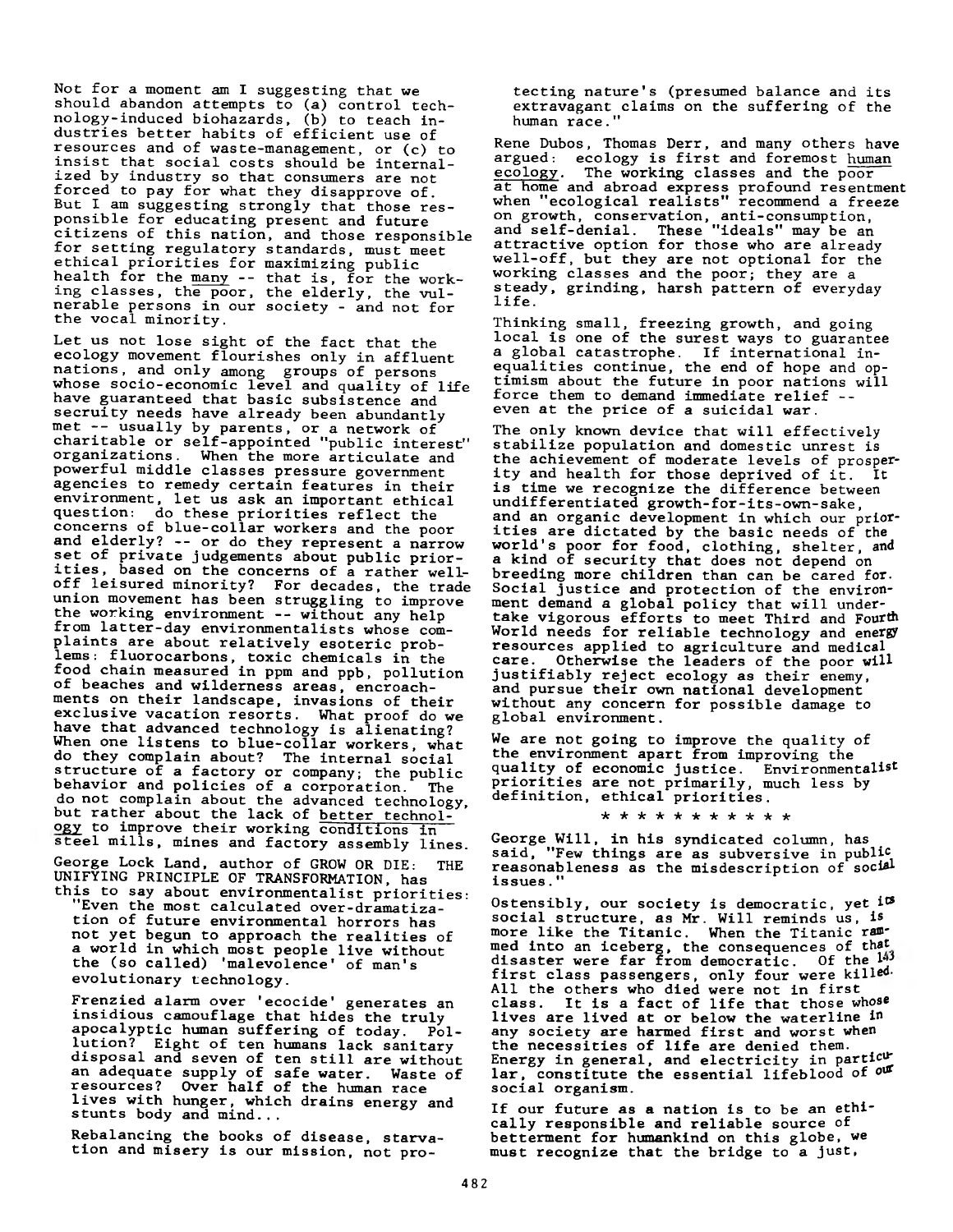Not for a moment am I suggesting that we should abandon attempts to (a) control technology-induced biohazards, (b) to teach industries better habits of efficient use of resources and of waste-management, or (c) to insist that social costs should be internalized by industry so that consumers are not forced to pay for what they disapprove of. But I am suggesting strongly that those responsible for educating present and future citizens of this nation, and those responsible for setting regulatory standards, must meet ethical priorities for maximizing public health for the <u>many</u> -- that is, for the working classes, the poor, the elderly, the vulnerable persons in our society - and not for the vocal minority.

Let us not lose sight of the fact that the ecology movement flourishes only in affluent nations, and only among groups of persons whose socio-economic level and quality of life have guaranteed that basic subsistence and secruity needs have already been abundantly met -- usually by parents, or a network of charitable or self-appointed "public interest" organizations. When the more articulate and powerful middle classes pressure government agencies to remedy certain features in their environment, let us ask an important ethical question: do these priorities reflect the concerns of blue-collar workers and the poor and elderly? -- or do they represent a narrow set of private judgements about public priorities, based on the concerns of a rather well-off leisured minority? For decades, the trade union movement has been struggling to improve the working environment -- without any help from latter-day environmentalists whose complaints are about relatively esoteric problems: fluorocarbons, toxic chemicals in the food chain measured in ppm and ppb, pollution of beaches and wilderness areas, encroachments on their landscape, invasions of their exclusive vacation resorts. What proof do we have that advanced technology is alienating? When one listens to blue-collar workers, what do they complain about? The internal social structure of a factory or company; the public behavior and policies of a corporation. The do not complain about the advanced technology, but rather about the lack of <u>better technology</u> to improve their working conditions in steel mills, mines and factory assembly lines.

George Lock Land, author of GROW OR DIE: THE UNIFYING PRINCIPLE OF TRANSFORMATION, has this to say about environmentalist priorities:

> "Even the most calculated over-dramatization of future environmental horrors has not yet begun to approach the realities of a world in which most people live without the (so called) 'malevolence' of man's evolutionary technology.
>
> Frenzied alarm over 'ecocide' generates an insidious camouflage that hides the truly apocalyptic human suffering of today. Pollution? Eight of ten humans lack sanitary disposal and seven of ten still are without an adequate supply of safe water. Waste of resources? Over half of the human race lives with hunger, which drains energy and stunts body and mind...
>
> Rebalancing the books of disease, starvation and misery is our mission, not protecting nature's (presumed balance and its extravagant claims on the suffering of the human race."

Rene Dubos, Thomas Derr, and many others have argued: ecology is first and foremost <u>human ecology</u>. The working classes and the poor at home and abroad express profound resentment when "ecological realists" recommend a freeze on growth, conservation, anti-consumption, and self-denial. These "ideals" may be an attractive option for those who are already well-off, but they are not optional for the working classes and the poor; they are a steady, grinding, harsh pattern of everyday life.

Thinking small, freezing growth, and going local is one of the surest ways to guarantee a global catastrophe. If international inequalities continue, the end of hope and optimism about the future in poor nations will force them to demand immediate relief -- even at the price of a suicidal war.

The only known device that will effectively stabilize population and domestic unrest is the achievement of moderate levels of prosperity and health for those deprived of it. It is time we recognize the difference between undifferentiated growth-for-its-own-sake, and an organic development in which our priorities are dictated by the basic needs of the world's poor for food, clothing, shelter, and a kind of security that does not depend on breeding more children than can be cared for. Social justice and protection of the environment demand a global policy that will undertake vigorous efforts to meet Third and Fourth World needs for reliable technology and energy resources applied to agriculture and medical care. Otherwise the leaders of the poor will justifiably reject ecology as their enemy, and pursue their own national development without any concern for possible damage to global environment.

We are not going to improve the quality of the environment apart from improving the quality of economic justice. Environmentalist priorities are not primarily, much less by definition, ethical priorities.

* * * * * * * * * * *

George Will, in his syndicated column, has said, "Few things are as subversive in public reasonableness as the misdescription of social issues."

Ostensibly, our society is democratic, yet its social structure, as Mr. Will reminds us, is more like the Titanic. When the Titanic rammed into an iceberg, the consequences of that disaster were far from democratic. Of the 143 first class passengers, only four were killed. All the others who died were not in first class. It is a fact of life that those whose lives are lived at or below the waterline in any society are harmed first and worst when the necessities of life are denied them. Energy in general, and electricity in particular, constitute the essential lifeblood of our social organism.

If our future as a nation is to be an ethically responsible and reliable source of betterment for humankind on this globe, we must recognize that the bridge to a just,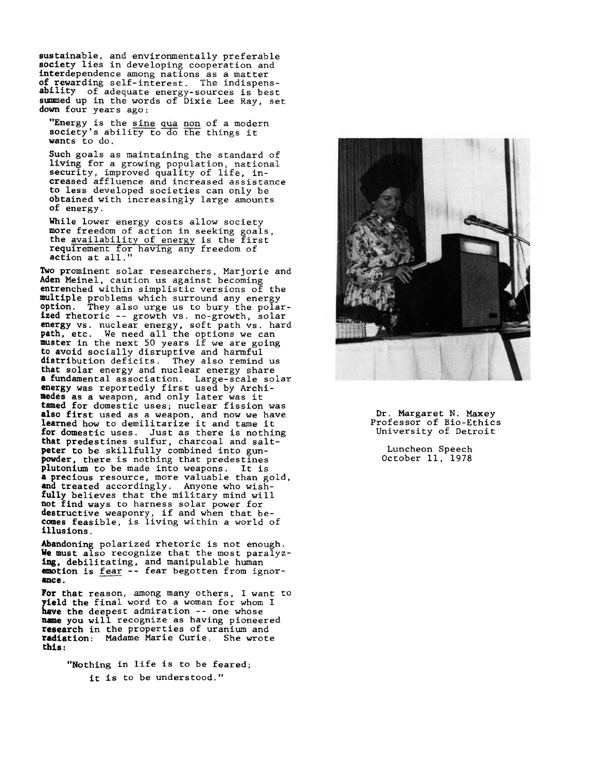sustainable, and environmentally preferable society lies in developing cooperation and interdependence among nations as a matter of rewarding self-interest. The indispensability of adequate energy-sources is best summed up in the words of Dixie Lee Ray, set down four years ago:

> "Energy is the sine qua non of a modern society's ability to do the things it wants to do.
>
> Such goals as maintaining the standard of living for a growing population, national security, improved quality of life, increased affluence and increased assistance to less developed societies can only be obtained with increasingly large amounts of energy.
>
> While lower energy costs allow society more freedom of action in seeking goals, the availability of energy is the first requirement for having any freedom of action at all."

Two prominent solar researchers, Marjorie and Aden Meinel, caution us against becoming entrenched within simplistic versions of the multiple problems which surround any energy option. They also urge us to bury the polarized rhetoric -- growth vs. no-growth, solar energy vs. nuclear energy, soft path vs. hard path, etc. We need all the options we can muster in the next 50 years if we are going to avoid socially disruptive and harmful distribution deficits. They also remind us that solar energy and nuclear energy share a fundamental association. Large-scale solar energy was reportedly first used by Archimedes as a weapon, and only later was it tamed for domestic uses; nuclear fission was also first used as a weapon, and now we have learned how to demilitarize it and tame it for domestic uses. Just as there is nothing that predestines sulfur, charcoal and saltpeter to be skillfully combined into gunpowder, there is nothing that predestines plutonium to be made into weapons. It is a precious resource, more valuable than gold, and treated accordingly. Anyone who wishfully believes that the military mind will not find ways to harness solar power for destructive weaponry, if and when that becomes feasible, is living within a world of illusions.

Abandoning polarized rhetoric is not enough. We must also recognize that the most paralyzing, debilitating, and manipulable human emotion is fear -- fear begotten from ignorance.

For that reason, among many others, I want to yield the final word to a woman for whom I have the deepest admiration -- one whose name you will recognize as having pioneered research in the properties of uranium and radiation: Madame Marie Curie. She wrote this:

> "Nothing in life is to be feared;
> it is to be understood."

Dr. Margaret N. Maxey
Professor of Bio-Ethics
University of Detroit

Luncheon Speech
October 11, 1978